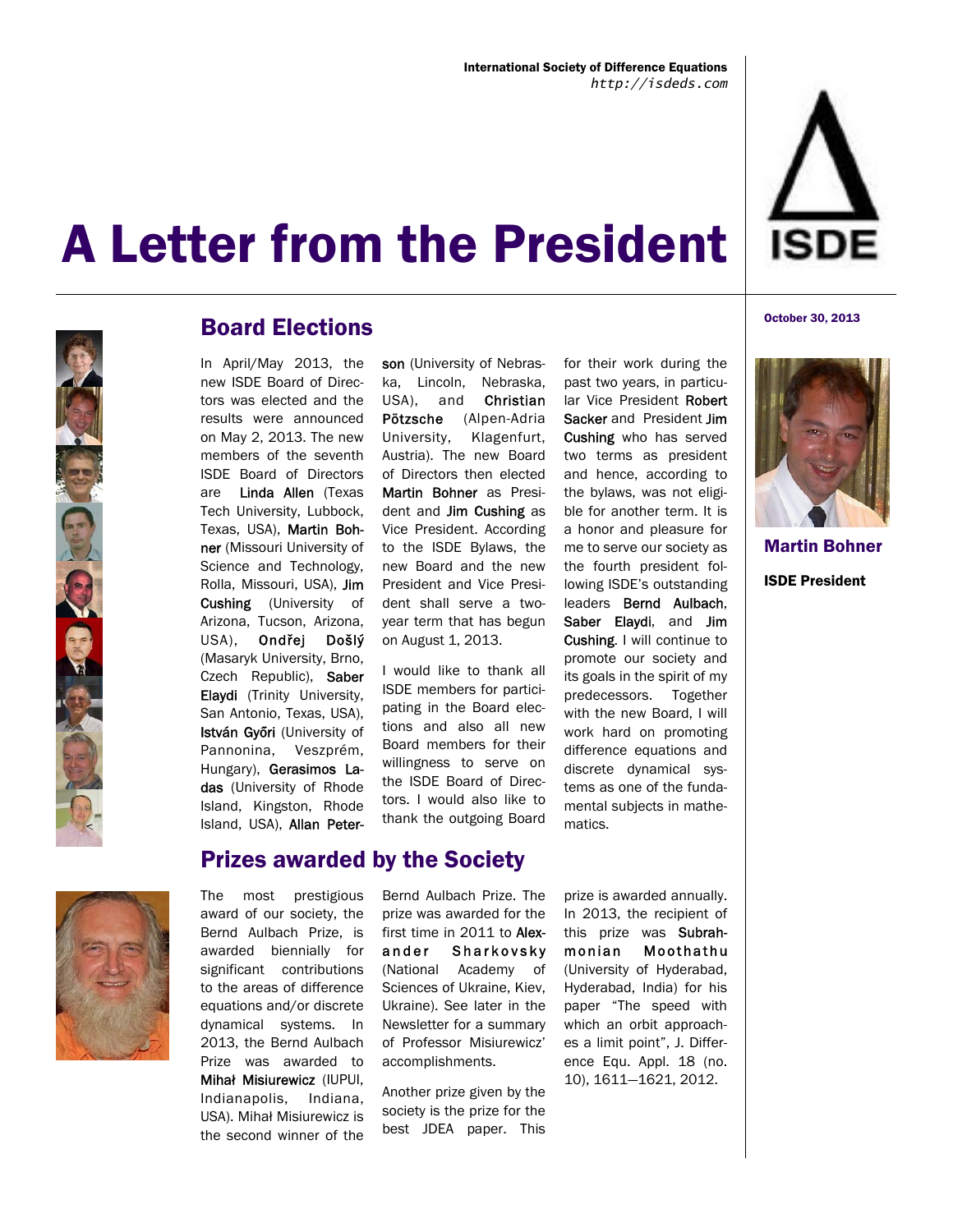International Society of Difference Equations
http://isdeds.com

# A Letter from the President

October 30, 2013

**Martin Bohner**

**ISDE President**

## Board Elections

In April/May 2013, the new ISDE Board of Directors was elected and the results were announced on May 2, 2013. The new members of the seventh ISDE Board of Directors are **Linda Allen** (Texas Tech University, Lubbock, Texas, USA), **Martin Bohner** (Missouri University of Science and Technology, Rolla, Missouri, USA), **Jim Cushing** (University of Arizona, Tucson, Arizona, USA), **Ondřej Došlý** (Masaryk University, Brno, Czech Republic), **Saber Elaydi** (Trinity University, San Antonio, Texas, USA), **István Győri** (University of Pannonina, Veszprém, Hungary), **Gerasimos Ladas** (University of Rhode Island, Kingston, Rhode Island, USA), **Allan Peterson** (University of Nebraska, Lincoln, Nebraska, USA), and **Christian Pötzsche** (Alpen-Adria University, Klagenfurt, Austria). The new Board of Directors then elected **Martin Bohner** as President and **Jim Cushing** as Vice President. According to the ISDE Bylaws, the new Board and the new President and Vice President shall serve a two-year term that has begun on August 1, 2013.

I would like to thank all ISDE members for participating in the Board elections and also all new Board members for their willingness to serve on the ISDE Board of Directors. I would also like to thank the outgoing Board for their work during the past two years, in particular Vice President **Robert Sacker** and President **Jim Cushing** who has served two terms as president and hence, according to the bylaws, was not eligible for another term. It is a honor and pleasure for me to serve our society as the fourth president following ISDE's outstanding leaders **Bernd Aulbach**, **Saber Elaydi**, and **Jim Cushing**. I will continue to promote our society and its goals in the spirit of my predecessors. Together with the new Board, I will work hard on promoting difference equations and discrete dynamical systems as one of the fundamental subjects in mathematics.

## Prizes awarded by the Society

The most prestigious award of our society, the Bernd Aulbach Prize, is awarded biennially for significant contributions to the areas of difference equations and/or discrete dynamical systems. In 2013, the Bernd Aulbach Prize was awarded to **Michał Misiurewicz** (IUPUI, Indianapolis, Indiana, USA). Michał Misiurewicz is the second winner of the Bernd Aulbach Prize. The prize was awarded for the first time in 2011 to **Alexander Sharkovsky** (National Academy of Sciences of Ukraine, Kiev, Ukraine). See later in the Newsletter for a summary of Professor Misiurewicz' accomplishments.

Another prize given by the society is the prize for the best JDEA paper. This prize is awarded annually. In 2013, the recipient of this prize was **Subrahmonian Moothathu** (University of Hyderabad, Hyderabad, India) for his paper "The speed with which an orbit approaches a limit point", J. Difference Equ. Appl. 18 (no. 10), 1611—1621, 2012.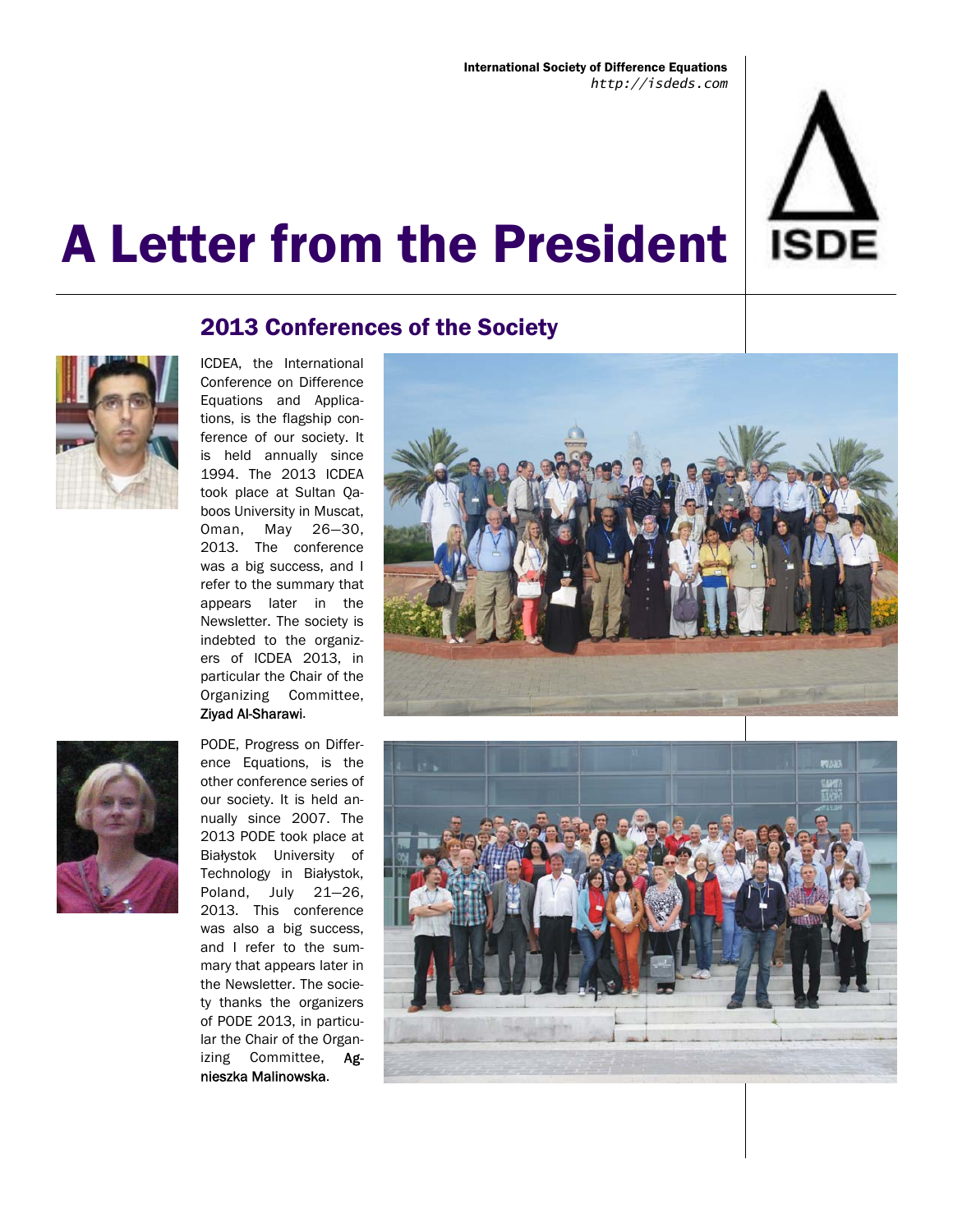# A Letter from the President

## 2013 Conferences of the Society

ICDEA, the International Conference on Difference Equations and Applications, is the flagship conference of our society. It is held annually since 1994. The 2013 ICDEA took place at Sultan Qaboos University in Muscat, Oman, May 26—30, 2013. The conference was a big success, and I refer to the summary that appears later in the Newsletter. The society is indebted to the organizers of ICDEA 2013, in particular the Chair of the Organizing Committee, **Ziyad Al-Sharawi**.

PODE, Progress on Difference Equations, is the other conference series of our society. It is held annually since 2007. The 2013 PODE took place at Białystok University of Technology in Białystok, Poland, July 21—26, 2013. This conference was also a big success, and I refer to the summary that appears later in the Newsletter. The society thanks the organizers of PODE 2013, in particular the Chair of the Organizing Committee, **Agnieszka Malinowska**.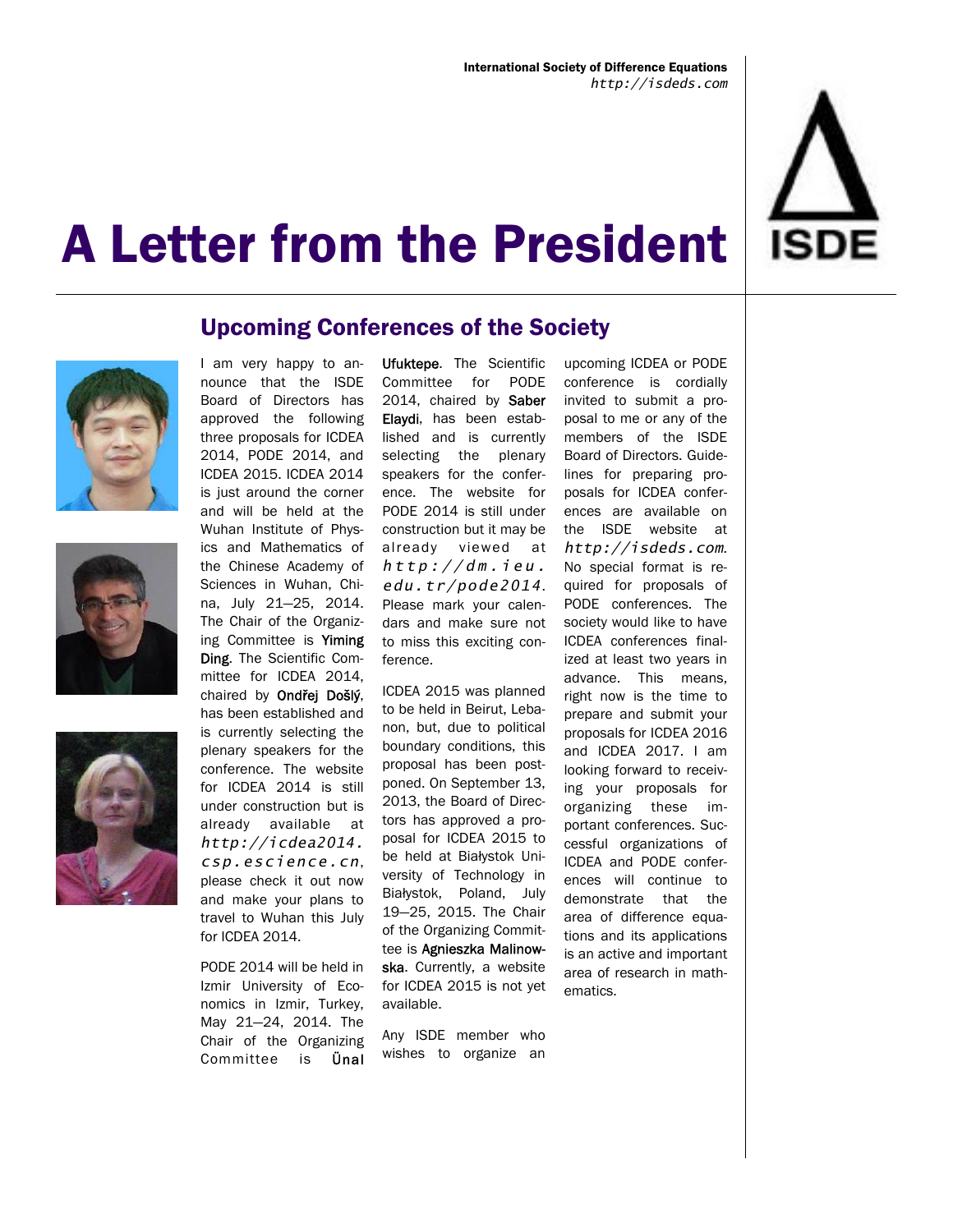# A Letter from the President

## Upcoming Conferences of the Society

I am very happy to announce that the ISDE Board of Directors has approved the following three proposals for ICDEA 2014, PODE 2014, and ICDEA 2015. ICDEA 2014 is just around the corner and will be held at the Wuhan Institute of Physics and Mathematics of the Chinese Academy of Sciences in Wuhan, China, July 21—25, 2014. The Chair of the Organizing Committee is **Yiming Ding**. The Scientific Committee for ICDEA 2014, chaired by **Ondřej Došlý**, has been established and is currently selecting the plenary speakers for the conference. The website for ICDEA 2014 is still under construction but is already available at *http://icdea2014.csp.escience.cn*, please check it out now and make your plans to travel to Wuhan this July for ICDEA 2014.

PODE 2014 will be held in Izmir University of Economics in Izmir, Turkey, May 21—24, 2014. The Chair of the Organizing Committee is **Ünal Ufuktepe**. The Scientific Committee for PODE 2014, chaired by **Saber Elaydi**, has been established and is currently selecting the plenary speakers for the conference. The website for PODE 2014 is still under construction but it may be already viewed at *http://dm.ieu.edu.tr/pode2014*. Please mark your calendars and make sure not to miss this exciting conference.

ICDEA 2015 was planned to be held in Beirut, Lebanon, but, due to political boundary conditions, this proposal has been postponed. On September 13, 2013, the Board of Directors has approved a proposal for ICDEA 2015 to be held at Białystok University of Technology in Białystok, Poland, July 19—25, 2015. The Chair of the Organizing Committee is **Agnieszka Malinowska**. Currently, a website for ICDEA 2015 is not yet available.

Any ISDE member who wishes to organize an upcoming ICDEA or PODE conference is cordially invited to submit a proposal to me or any of the members of the ISDE Board of Directors. Guidelines for preparing proposals for ICDEA conferences are available on the ISDE website at *http://isdeds.com*. No special format is required for proposals of PODE conferences. The society would like to have ICDEA conferences finalized at least two years in advance. This means, right now is the time to prepare and submit your proposals for ICDEA 2016 and ICDEA 2017. I am looking forward to receiving your proposals for organizing these important conferences. Successful organizations of ICDEA and PODE conferences will continue to demonstrate that the area of difference equations and its applications is an active and important area of research in mathematics.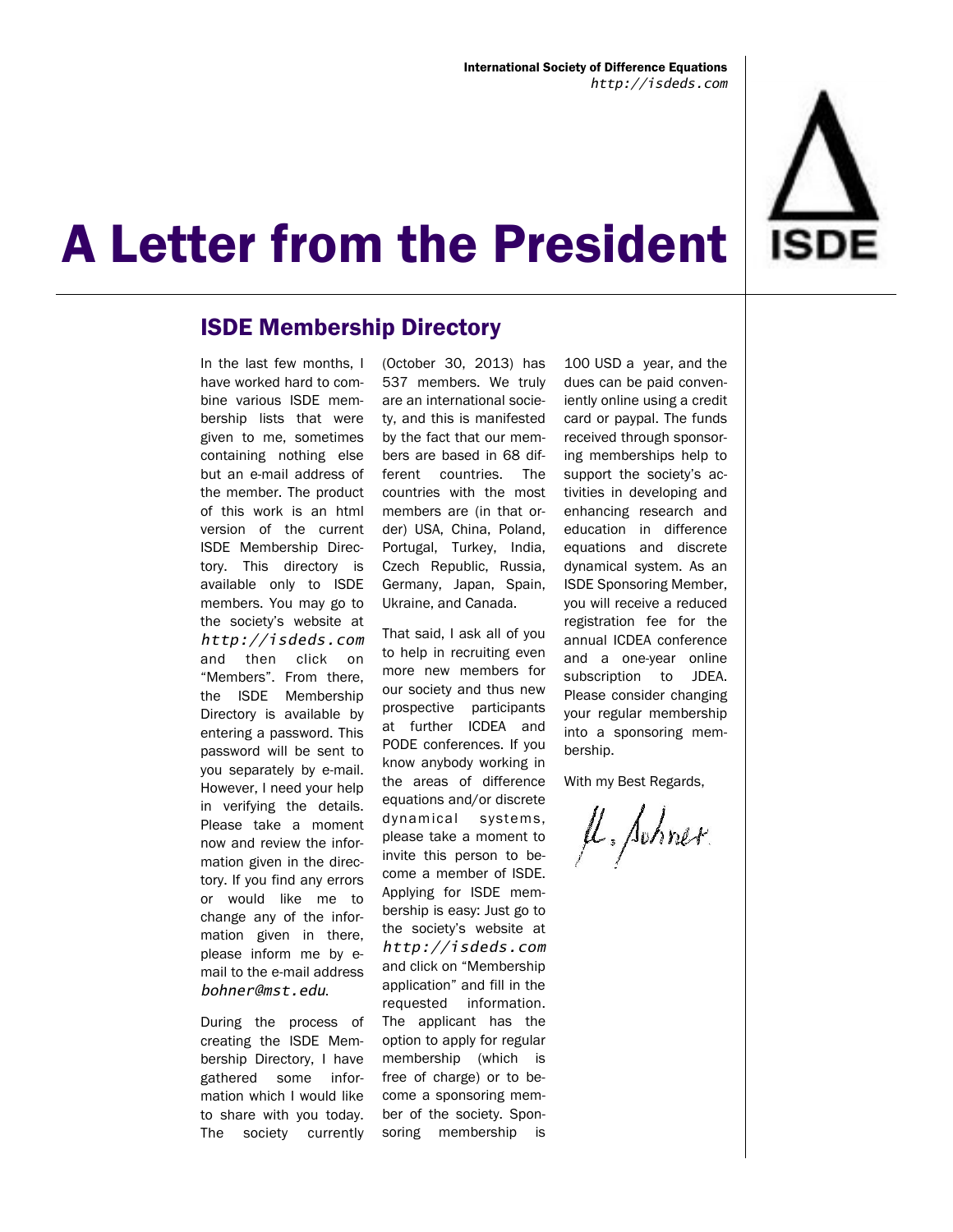International Society of Difference Equations
*http://isdeds.com*

# A Letter from the President

## ISDE Membership Directory

In the last few months, I have worked hard to combine various ISDE membership lists that were given to me, sometimes containing nothing else but an e-mail address of the member. The product of this work is an html version of the current ISDE Membership Directory. This directory is available only to ISDE members. You may go to the society's website at *http://isdeds.com* and then click on "Members". From there, the ISDE Membership Directory is available by entering a password. This password will be sent to you separately by e-mail. However, I need your help in verifying the details. Please take a moment now and review the information given in the directory. If you find any errors or would like me to change any of the information given in there, please inform me by e-mail to the e-mail address *bohner@mst.edu*.

During the process of creating the ISDE Membership Directory, I have gathered some information which I would like to share with you today. The society currently (October 30, 2013) has 537 members. We truly are an international society, and this is manifested by the fact that our members are based in 68 different countries. The countries with the most members are (in that order) USA, China, Poland, Portugal, Turkey, India, Czech Republic, Russia, Germany, Japan, Spain, Ukraine, and Canada.

That said, I ask all of you to help in recruiting even more new members for our society and thus new prospective participants at further ICDEA and PODE conferences. If you know anybody working in the areas of difference equations and/or discrete dynamical systems, please take a moment to invite this person to become a member of ISDE. Applying for ISDE membership is easy: Just go to the society's website at *http://isdeds.com* and click on "Membership application" and fill in the requested information. The applicant has the option to apply for regular membership (which is free of charge) or to become a sponsoring member of the society. Sponsoring membership is 100 USD a year, and the dues can be paid conveniently online using a credit card or paypal. The funds received through sponsoring memberships help to support the society's activities in developing and enhancing research and education in difference equations and discrete dynamical system. As an ISDE Sponsoring Member, you will receive a reduced registration fee for the annual ICDEA conference and a one-year online subscription to JDEA. Please consider changing your regular membership into a sponsoring membership.

With my Best Regards,

M. Bohner